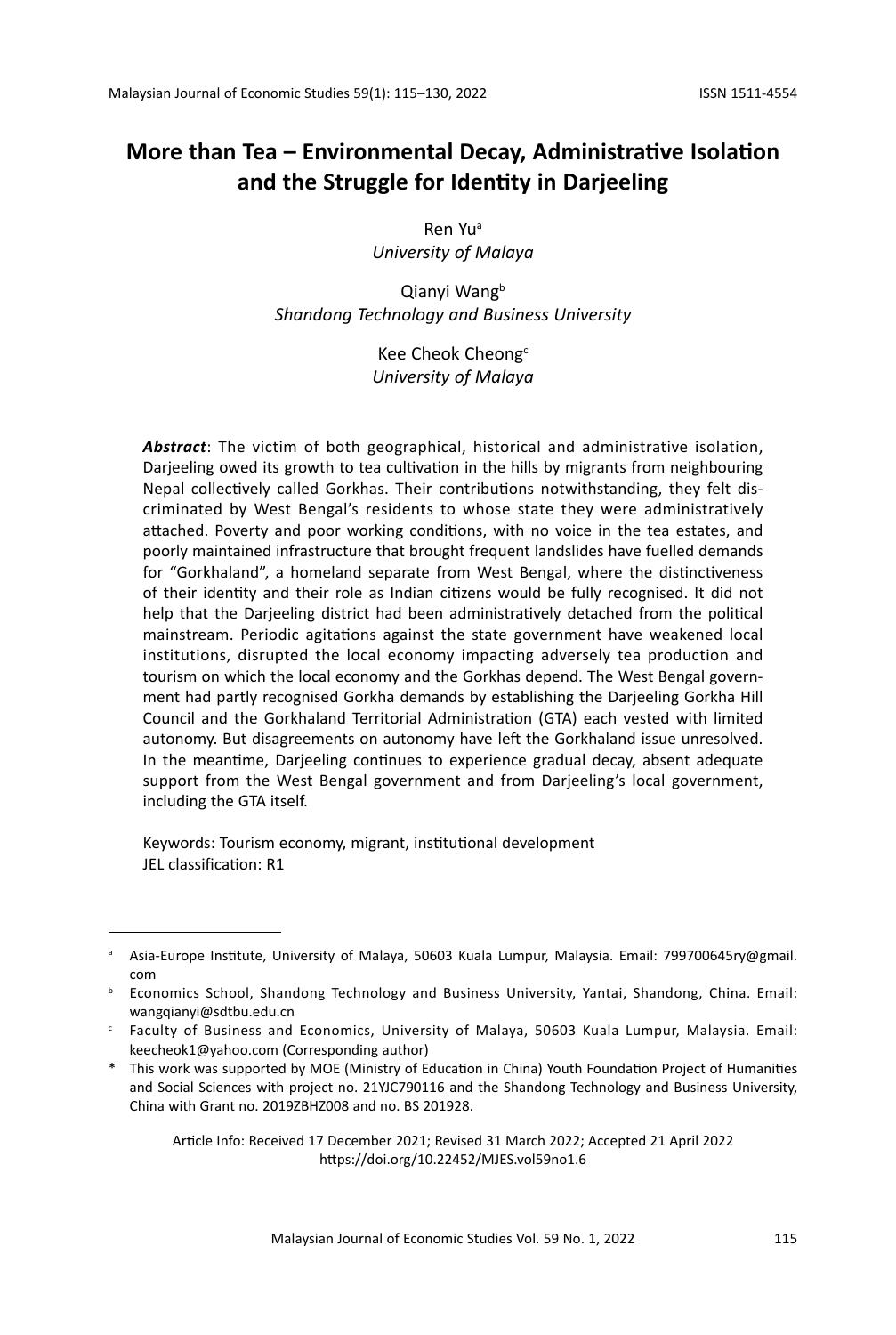# More than Tea – Environmental Decay, Administrative Isolation and the Struggle for Identity in Darjeeling

Ren Yu[a]
*University of Malaya*

Qianyi Wang[b]
*Shandong Technology and Business University*

Kee Cheok Cheong[c]
*University of Malaya*

***Abstract***: The victim of both geographical, historical and administrative isolation, Darjeeling owed its growth to tea cultivation in the hills by migrants from neighbouring Nepal collectively called Gorkhas. Their contributions notwithstanding, they felt discriminated by West Bengal's residents to whose state they were administratively attached. Poverty and poor working conditions, with no voice in the tea estates, and poorly maintained infrastructure that brought frequent landslides have fuelled demands for "Gorkhaland", a homeland separate from West Bengal, where the distinctiveness of their identity and their role as Indian citizens would be fully recognised. It did not help that the Darjeeling district had been administratively detached from the political mainstream. Periodic agitations against the state government have weakened local institutions, disrupted the local economy impacting adversely tea production and tourism on which the local economy and the Gorkhas depend. The West Bengal government had partly recognised Gorkha demands by establishing the Darjeeling Gorkha Hill Council and the Gorkhaland Territorial Administration (GTA) each vested with limited autonomy. But disagreements on autonomy have left the Gorkhaland issue unresolved. In the meantime, Darjeeling continues to experience gradual decay, absent adequate support from the West Bengal government and from Darjeeling's local government, including the GTA itself.

Keywords: Tourism economy, migrant, institutional development
JEL classification: R1

---

[a] Asia-Europe Institute, University of Malaya, 50603 Kuala Lumpur, Malaysia. Email: 799700645ry@gmail.com

[b] Economics School, Shandong Technology and Business University, Yantai, Shandong, China. Email: wangqianyi@sdtbu.edu.cn

[c] Faculty of Business and Economics, University of Malaya, 50603 Kuala Lumpur, Malaysia. Email: keecheok1@yahoo.com (Corresponding author)

\* This work was supported by MOE (Ministry of Education in China) Youth Foundation Project of Humanities and Social Sciences with project no. 21YJC790116 and the Shandong Technology and Business University, China with Grant no. 2019ZBHZ008 and no. BS 201928.

Article Info: Received 17 December 2021; Revised 31 March 2022; Accepted 21 April 2022
https://doi.org/10.22452/MJES.vol59no1.6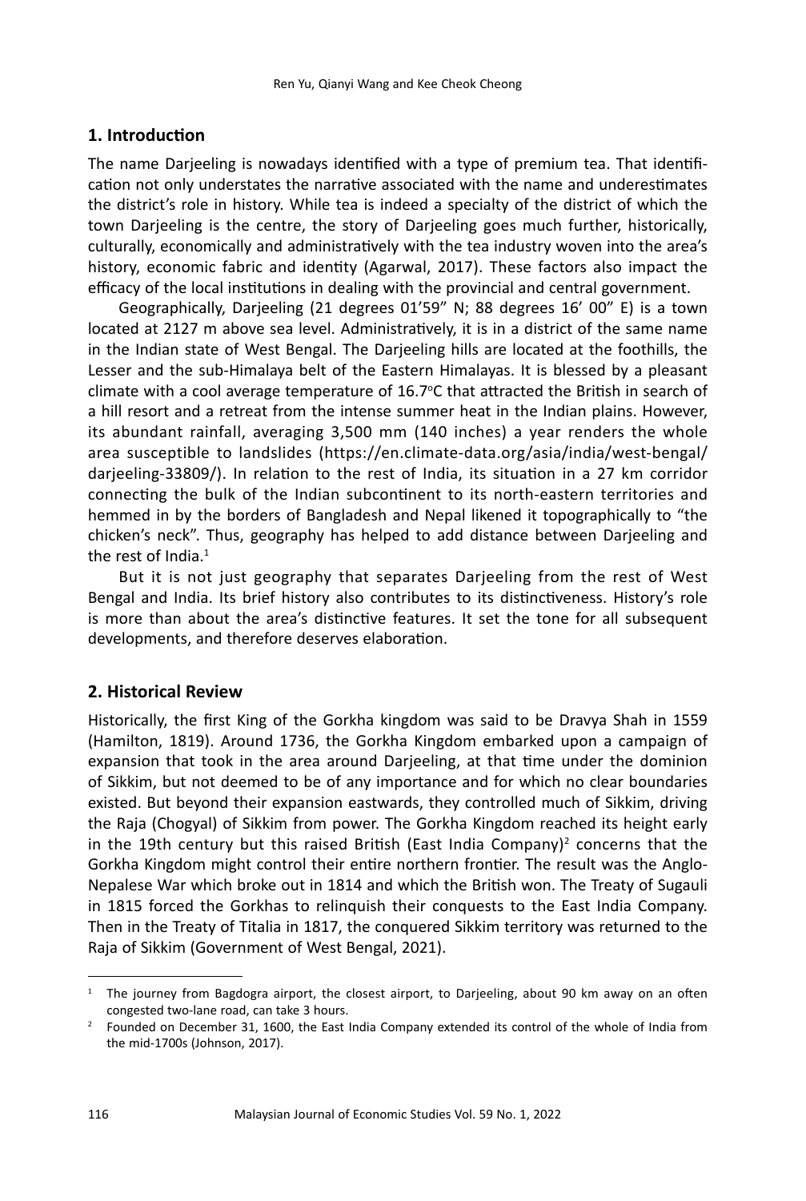## 1. Introduction

The name Darjeeling is nowadays identified with a type of premium tea. That identification not only understates the narrative associated with the name and underestimates the district's role in history. While tea is indeed a specialty of the district of which the town Darjeeling is the centre, the story of Darjeeling goes much further, historically, culturally, economically and administratively with the tea industry woven into the area's history, economic fabric and identity (Agarwal, 2017). These factors also impact the efficacy of the local institutions in dealing with the provincial and central government.

Geographically, Darjeeling (21 degrees 01'59" N; 88 degrees 16' 00" E) is a town located at 2127 m above sea level. Administratively, it is in a district of the same name in the Indian state of West Bengal. The Darjeeling hills are located at the foothills, the Lesser and the sub-Himalaya belt of the Eastern Himalayas. It is blessed by a pleasant climate with a cool average temperature of 16.7°C that attracted the British in search of a hill resort and a retreat from the intense summer heat in the Indian plains. However, its abundant rainfall, averaging 3,500 mm (140 inches) a year renders the whole area susceptible to landslides (https://en.climate-data.org/asia/india/west-bengal/darjeeling-33809/). In relation to the rest of India, its situation in a 27 km corridor connecting the bulk of the Indian subcontinent to its north-eastern territories and hemmed in by the borders of Bangladesh and Nepal likened it topographically to "the chicken's neck". Thus, geography has helped to add distance between Darjeeling and the rest of India.[1]

But it is not just geography that separates Darjeeling from the rest of West Bengal and India. Its brief history also contributes to its distinctiveness. History's role is more than about the area's distinctive features. It set the tone for all subsequent developments, and therefore deserves elaboration.

## 2. Historical Review

Historically, the first King of the Gorkha kingdom was said to be Dravya Shah in 1559 (Hamilton, 1819). Around 1736, the Gorkha Kingdom embarked upon a campaign of expansion that took in the area around Darjeeling, at that time under the dominion of Sikkim, but not deemed to be of any importance and for which no clear boundaries existed. But beyond their expansion eastwards, they controlled much of Sikkim, driving the Raja (Chogyal) of Sikkim from power. The Gorkha Kingdom reached its height early in the 19th century but this raised British (East India Company)[2] concerns that the Gorkha Kingdom might control their entire northern frontier. The result was the Anglo-Nepalese War which broke out in 1814 and which the British won. The Treaty of Sugauli in 1815 forced the Gorkhas to relinquish their conquests to the East India Company. Then in the Treaty of Titalia in 1817, the conquered Sikkim territory was returned to the Raja of Sikkim (Government of West Bengal, 2021).

---

[1] The journey from Bagdogra airport, the closest airport, to Darjeeling, about 90 km away on an often congested two-lane road, can take 3 hours.

[2] Founded on December 31, 1600, the East India Company extended its control of the whole of India from the mid-1700s (Johnson, 2017).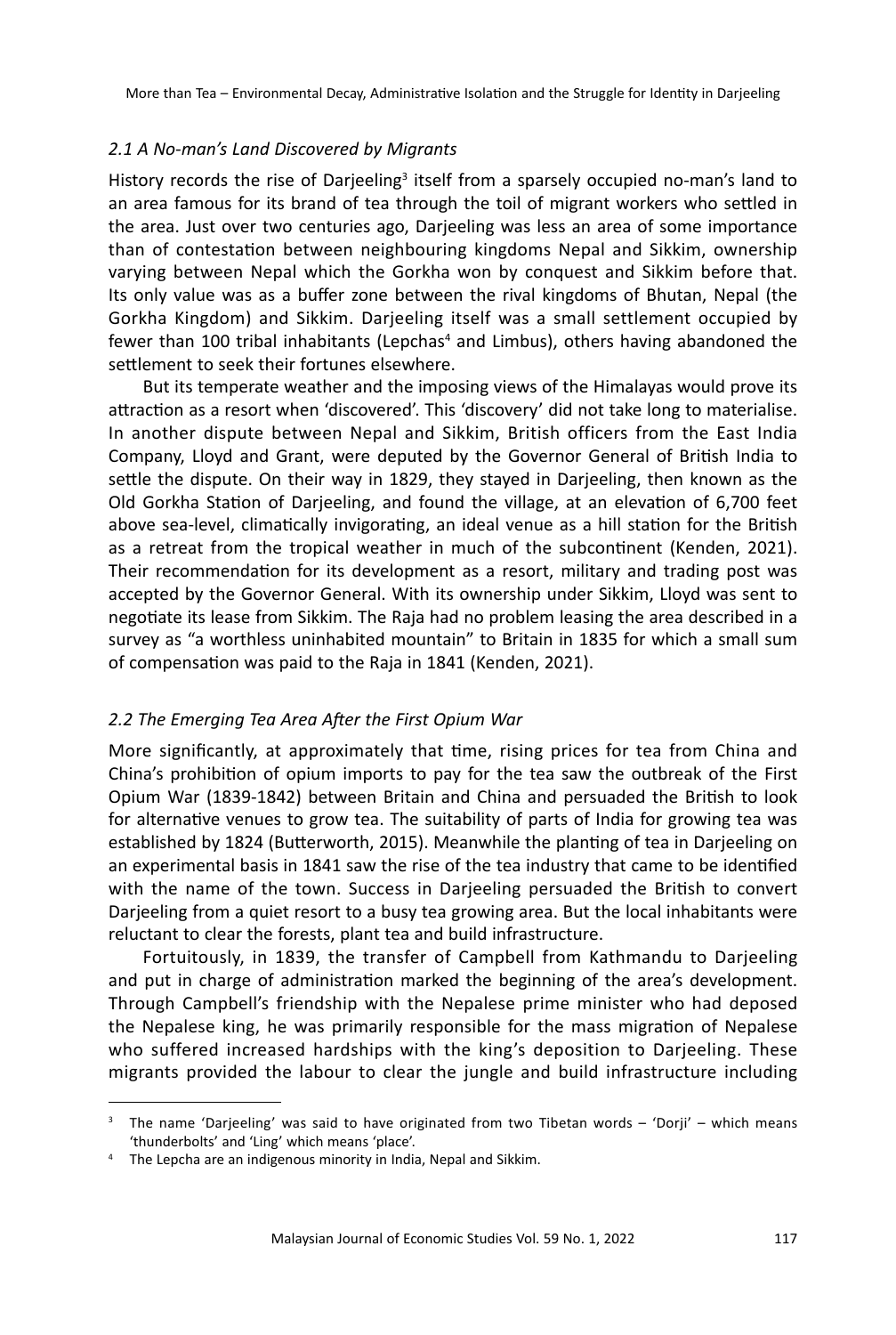### *2.1 A No-man's Land Discovered by Migrants*

History records the rise of Darjeeling[3] itself from a sparsely occupied no-man's land to an area famous for its brand of tea through the toil of migrant workers who settled in the area. Just over two centuries ago, Darjeeling was less an area of some importance than of contestation between neighbouring kingdoms Nepal and Sikkim, ownership varying between Nepal which the Gorkha won by conquest and Sikkim before that. Its only value was as a buffer zone between the rival kingdoms of Bhutan, Nepal (the Gorkha Kingdom) and Sikkim. Darjeeling itself was a small settlement occupied by fewer than 100 tribal inhabitants (Lepchas[4] and Limbus), others having abandoned the settlement to seek their fortunes elsewhere.

But its temperate weather and the imposing views of the Himalayas would prove its attraction as a resort when 'discovered'. This 'discovery' did not take long to materialise. In another dispute between Nepal and Sikkim, British officers from the East India Company, Lloyd and Grant, were deputed by the Governor General of British India to settle the dispute. On their way in 1829, they stayed in Darjeeling, then known as the Old Gorkha Station of Darjeeling, and found the village, at an elevation of 6,700 feet above sea-level, climatically invigorating, an ideal venue as a hill station for the British as a retreat from the tropical weather in much of the subcontinent (Kenden, 2021). Their recommendation for its development as a resort, military and trading post was accepted by the Governor General. With its ownership under Sikkim, Lloyd was sent to negotiate its lease from Sikkim. The Raja had no problem leasing the area described in a survey as "a worthless uninhabited mountain" to Britain in 1835 for which a small sum of compensation was paid to the Raja in 1841 (Kenden, 2021).

### *2.2 The Emerging Tea Area After the First Opium War*

More significantly, at approximately that time, rising prices for tea from China and China's prohibition of opium imports to pay for the tea saw the outbreak of the First Opium War (1839-1842) between Britain and China and persuaded the British to look for alternative venues to grow tea. The suitability of parts of India for growing tea was established by 1824 (Butterworth, 2015). Meanwhile the planting of tea in Darjeeling on an experimental basis in 1841 saw the rise of the tea industry that came to be identified with the name of the town. Success in Darjeeling persuaded the British to convert Darjeeling from a quiet resort to a busy tea growing area. But the local inhabitants were reluctant to clear the forests, plant tea and build infrastructure.

Fortuitously, in 1839, the transfer of Campbell from Kathmandu to Darjeeling and put in charge of administration marked the beginning of the area's development. Through Campbell's friendship with the Nepalese prime minister who had deposed the Nepalese king, he was primarily responsible for the mass migration of Nepalese who suffered increased hardships with the king's deposition to Darjeeling. These migrants provided the labour to clear the jungle and build infrastructure including

---

[3] The name 'Darjeeling' was said to have originated from two Tibetan words – 'Dorji' – which means 'thunderbolts' and 'Ling' which means 'place'.

[4] The Lepcha are an indigenous minority in India, Nepal and Sikkim.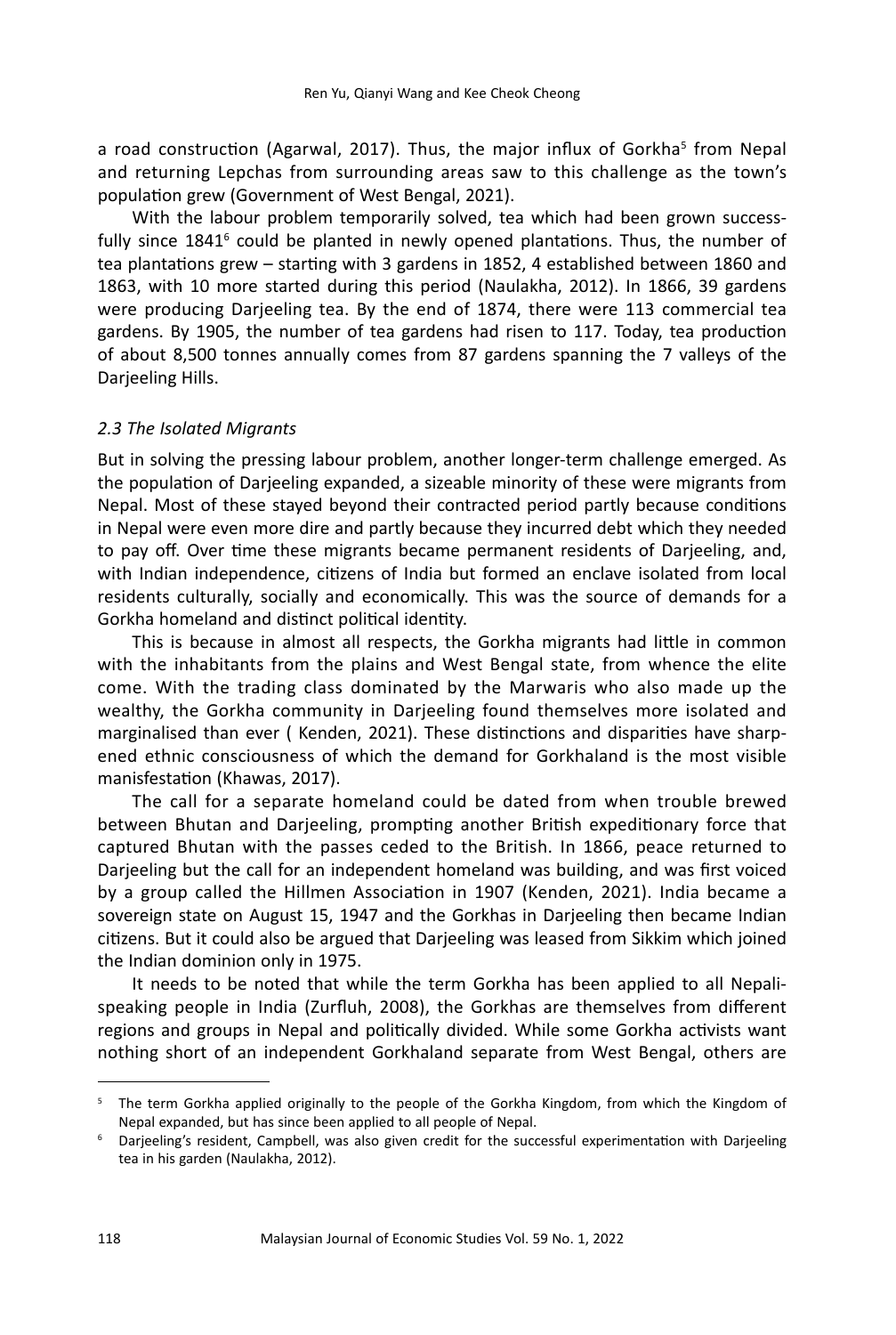a road construction (Agarwal, 2017). Thus, the major influx of Gorkha[5] from Nepal and returning Lepchas from surrounding areas saw to this challenge as the town's population grew (Government of West Bengal, 2021).

With the labour problem temporarily solved, tea which had been grown successfully since 1841[6] could be planted in newly opened plantations. Thus, the number of tea plantations grew – starting with 3 gardens in 1852, 4 established between 1860 and 1863, with 10 more started during this period (Naulakha, 2012). In 1866, 39 gardens were producing Darjeeling tea. By the end of 1874, there were 113 commercial tea gardens. By 1905, the number of tea gardens had risen to 117. Today, tea production of about 8,500 tonnes annually comes from 87 gardens spanning the 7 valleys of the Darjeeling Hills.

### *2.3 The Isolated Migrants*

But in solving the pressing labour problem, another longer-term challenge emerged. As the population of Darjeeling expanded, a sizeable minority of these were migrants from Nepal. Most of these stayed beyond their contracted period partly because conditions in Nepal were even more dire and partly because they incurred debt which they needed to pay off. Over time these migrants became permanent residents of Darjeeling, and, with Indian independence, citizens of India but formed an enclave isolated from local residents culturally, socially and economically. This was the source of demands for a Gorkha homeland and distinct political identity.

This is because in almost all respects, the Gorkha migrants had little in common with the inhabitants from the plains and West Bengal state, from whence the elite come. With the trading class dominated by the Marwaris who also made up the wealthy, the Gorkha community in Darjeeling found themselves more isolated and marginalised than ever ( Kenden, 2021). These distinctions and disparities have sharpened ethnic consciousness of which the demand for Gorkhaland is the most visible manifestation (Khawas, 2017).

The call for a separate homeland could be dated from when trouble brewed between Bhutan and Darjeeling, prompting another British expeditionary force that captured Bhutan with the passes ceded to the British. In 1866, peace returned to Darjeeling but the call for an independent homeland was building, and was first voiced by a group called the Hillmen Association in 1907 (Kenden, 2021). India became a sovereign state on August 15, 1947 and the Gorkhas in Darjeeling then became Indian citizens. But it could also be argued that Darjeeling was leased from Sikkim which joined the Indian dominion only in 1975.

It needs to be noted that while the term Gorkha has been applied to all Nepali-speaking people in India (Zurfluh, 2008), the Gorkhas are themselves from different regions and groups in Nepal and politically divided. While some Gorkha activists want nothing short of an independent Gorkhaland separate from West Bengal, others are

---

[5] The term Gorkha applied originally to the people of the Gorkha Kingdom, from which the Kingdom of Nepal expanded, but has since been applied to all people of Nepal.

[6] Darjeeling's resident, Campbell, was also given credit for the successful experimentation with Darjeeling tea in his garden (Naulakha, 2012).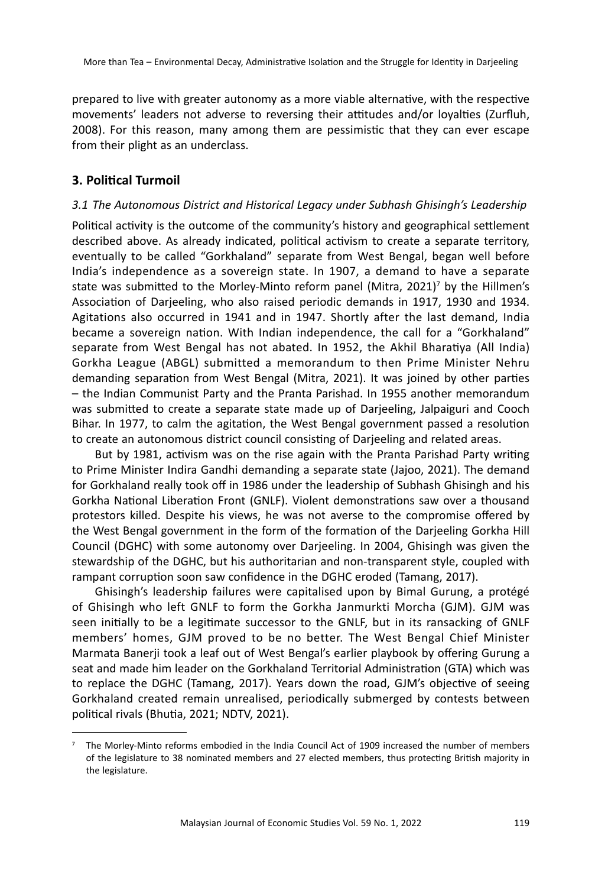prepared to live with greater autonomy as a more viable alternative, with the respective movements' leaders not adverse to reversing their attitudes and/or loyalties (Zurfluh, 2008). For this reason, many among them are pessimistic that they can ever escape from their plight as an underclass.

## 3. Political Turmoil

### *3.1 The Autonomous District and Historical Legacy under Subhash Ghisingh's Leadership*

Political activity is the outcome of the community's history and geographical settlement described above. As already indicated, political activism to create a separate territory, eventually to be called "Gorkhaland" separate from West Bengal, began well before India's independence as a sovereign state. In 1907, a demand to have a separate state was submitted to the Morley-Minto reform panel (Mitra, 2021)[7] by the Hillmen's Association of Darjeeling, who also raised periodic demands in 1917, 1930 and 1934. Agitations also occurred in 1941 and in 1947. Shortly after the last demand, India became a sovereign nation. With Indian independence, the call for a "Gorkhaland" separate from West Bengal has not abated. In 1952, the Akhil Bharatiya (All India) Gorkha League (ABGL) submitted a memorandum to then Prime Minister Nehru demanding separation from West Bengal (Mitra, 2021). It was joined by other parties – the Indian Communist Party and the Pranta Parishad. In 1955 another memorandum was submitted to create a separate state made up of Darjeeling, Jalpaiguri and Cooch Bihar. In 1977, to calm the agitation, the West Bengal government passed a resolution to create an autonomous district council consisting of Darjeeling and related areas.

But by 1981, activism was on the rise again with the Pranta Parishad Party writing to Prime Minister Indira Gandhi demanding a separate state (Jajoo, 2021). The demand for Gorkhaland really took off in 1986 under the leadership of Subhash Ghisingh and his Gorkha National Liberation Front (GNLF). Violent demonstrations saw over a thousand protestors killed. Despite his views, he was not averse to the compromise offered by the West Bengal government in the form of the formation of the Darjeeling Gorkha Hill Council (DGHC) with some autonomy over Darjeeling. In 2004, Ghisingh was given the stewardship of the DGHC, but his authoritarian and non-transparent style, coupled with rampant corruption soon saw confidence in the DGHC eroded (Tamang, 2017).

Ghisingh's leadership failures were capitalised upon by Bimal Gurung, a protégé of Ghisingh who left GNLF to form the Gorkha Janmurkti Morcha (GJM). GJM was seen initially to be a legitimate successor to the GNLF, but in its ransacking of GNLF members' homes, GJM proved to be no better. The West Bengal Chief Minister Marmata Banerji took a leaf out of West Bengal's earlier playbook by offering Gurung a seat and made him leader on the Gorkhaland Territorial Administration (GTA) which was to replace the DGHC (Tamang, 2017). Years down the road, GJM's objective of seeing Gorkhaland created remain unrealised, periodically submerged by contests between political rivals (Bhutia, 2021; NDTV, 2021).

---

[7] The Morley-Minto reforms embodied in the India Council Act of 1909 increased the number of members of the legislature to 38 nominated members and 27 elected members, thus protecting British majority in the legislature.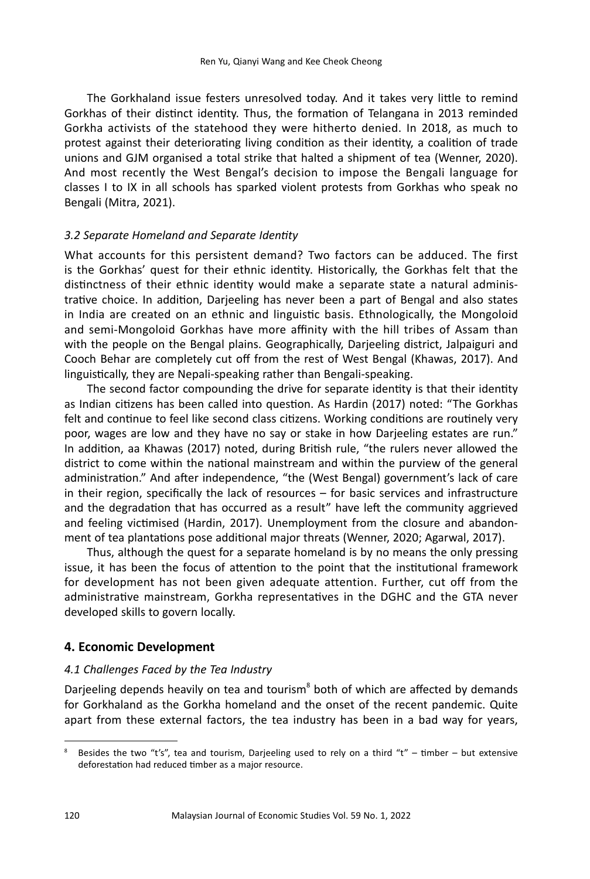The Gorkhaland issue festers unresolved today. And it takes very little to remind Gorkhas of their distinct identity. Thus, the formation of Telangana in 2013 reminded Gorkha activists of the statehood they were hitherto denied. In 2018, as much to protest against their deteriorating living condition as their identity, a coalition of trade unions and GJM organised a total strike that halted a shipment of tea (Wenner, 2020). And most recently the West Bengal's decision to impose the Bengali language for classes I to IX in all schools has sparked violent protests from Gorkhas who speak no Bengali (Mitra, 2021).

### *3.2 Separate Homeland and Separate Identity*

What accounts for this persistent demand? Two factors can be adduced. The first is the Gorkhas' quest for their ethnic identity. Historically, the Gorkhas felt that the distinctness of their ethnic identity would make a separate state a natural administrative choice. In addition, Darjeeling has never been a part of Bengal and also states in India are created on an ethnic and linguistic basis. Ethnologically, the Mongoloid and semi-Mongoloid Gorkhas have more affinity with the hill tribes of Assam than with the people on the Bengal plains. Geographically, Darjeeling district, Jalpaiguri and Cooch Behar are completely cut off from the rest of West Bengal (Khawas, 2017). And linguistically, they are Nepali-speaking rather than Bengali-speaking.

The second factor compounding the drive for separate identity is that their identity as Indian citizens has been called into question. As Hardin (2017) noted: "The Gorkhas felt and continue to feel like second class citizens. Working conditions are routinely very poor, wages are low and they have no say or stake in how Darjeeling estates are run." In addition, aa Khawas (2017) noted, during British rule, "the rulers never allowed the district to come within the national mainstream and within the purview of the general administration." And after independence, "the (West Bengal) government's lack of care in their region, specifically the lack of resources – for basic services and infrastructure and the degradation that has occurred as a result" have left the community aggrieved and feeling victimised (Hardin, 2017). Unemployment from the closure and abandonment of tea plantations pose additional major threats (Wenner, 2020; Agarwal, 2017).

Thus, although the quest for a separate homeland is by no means the only pressing issue, it has been the focus of attention to the point that the institutional framework for development has not been given adequate attention. Further, cut off from the administrative mainstream, Gorkha representatives in the DGHC and the GTA never developed skills to govern locally.

## 4. Economic Development

### *4.1 Challenges Faced by the Tea Industry*

Darjeeling depends heavily on tea and tourism[8] both of which are affected by demands for Gorkhaland as the Gorkha homeland and the onset of the recent pandemic. Quite apart from these external factors, the tea industry has been in a bad way for years,

[8] Besides the two "t's", tea and tourism, Darjeeling used to rely on a third "t" – timber – but extensive deforestation had reduced timber as a major resource.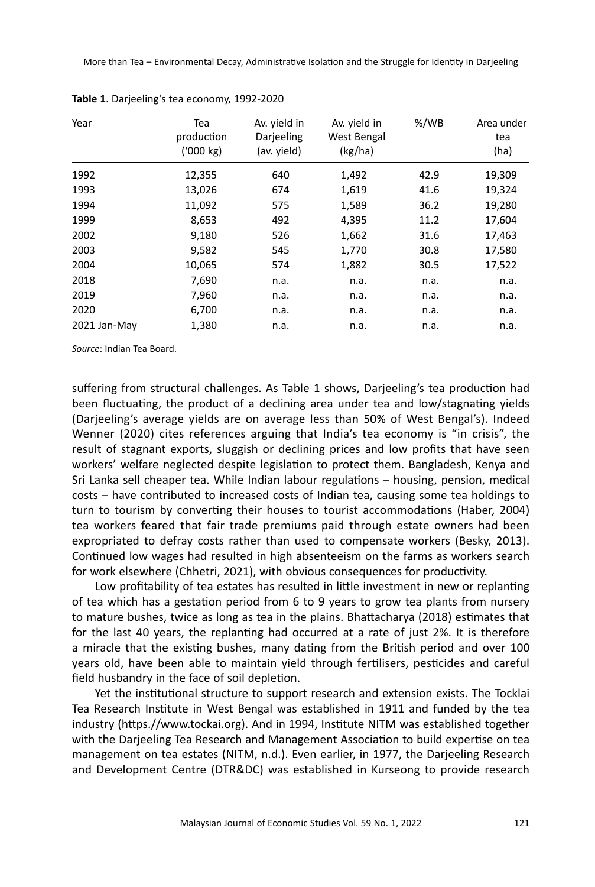**Table 1**. Darjeeling's tea economy, 1992-2020

| Year | Tea production ('000 kg) | Av. yield in Darjeeling (av. yield) | Av. yield in West Bengal (kg/ha) | %/WB | Area under tea (ha) |
|---|---|---|---|---|---|
| 1992 | 12,355 | 640 | 1,492 | 42.9 | 19,309 |
| 1993 | 13,026 | 674 | 1,619 | 41.6 | 19,324 |
| 1994 | 11,092 | 575 | 1,589 | 36.2 | 19,280 |
| 1999 | 8,653 | 492 | 4,395 | 11.2 | 17,604 |
| 2002 | 9,180 | 526 | 1,662 | 31.6 | 17,463 |
| 2003 | 9,582 | 545 | 1,770 | 30.8 | 17,580 |
| 2004 | 10,065 | 574 | 1,882 | 30.5 | 17,522 |
| 2018 | 7,690 | n.a. | n.a. | n.a. | n.a. |
| 2019 | 7,960 | n.a. | n.a. | n.a. | n.a. |
| 2020 | 6,700 | n.a. | n.a. | n.a. | n.a. |
| 2021 Jan-May | 1,380 | n.a. | n.a. | n.a. | n.a. |

*Source*: Indian Tea Board.

suffering from structural challenges. As Table 1 shows, Darjeeling's tea production had been fluctuating, the product of a declining area under tea and low/stagnating yields (Darjeeling's average yields are on average less than 50% of West Bengal's). Indeed Wenner (2020) cites references arguing that India's tea economy is "in crisis", the result of stagnant exports, sluggish or declining prices and low profits that have seen workers' welfare neglected despite legislation to protect them. Bangladesh, Kenya and Sri Lanka sell cheaper tea. While Indian labour regulations – housing, pension, medical costs – have contributed to increased costs of Indian tea, causing some tea holdings to turn to tourism by converting their houses to tourist accommodations (Haber, 2004) tea workers feared that fair trade premiums paid through estate owners had been expropriated to defray costs rather than used to compensate workers (Besky, 2013). Continued low wages had resulted in high absenteeism on the farms as workers search for work elsewhere (Chhetri, 2021), with obvious consequences for productivity.

Low profitability of tea estates has resulted in little investment in new or replanting of tea which has a gestation period from 6 to 9 years to grow tea plants from nursery to mature bushes, twice as long as tea in the plains. Bhattacharya (2018) estimates that for the last 40 years, the replanting had occurred at a rate of just 2%. It is therefore a miracle that the existing bushes, many dating from the British period and over 100 years old, have been able to maintain yield through fertilisers, pesticides and careful field husbandry in the face of soil depletion.

Yet the institutional structure to support research and extension exists. The Tocklai Tea Research Institute in West Bengal was established in 1911 and funded by the tea industry (https.//www.tockai.org). And in 1994, Institute NITM was established together with the Darjeeling Tea Research and Management Association to build expertise on tea management on tea estates (NITM, n.d.). Even earlier, in 1977, the Darjeeling Research and Development Centre (DTR&DC) was established in Kurseong to provide research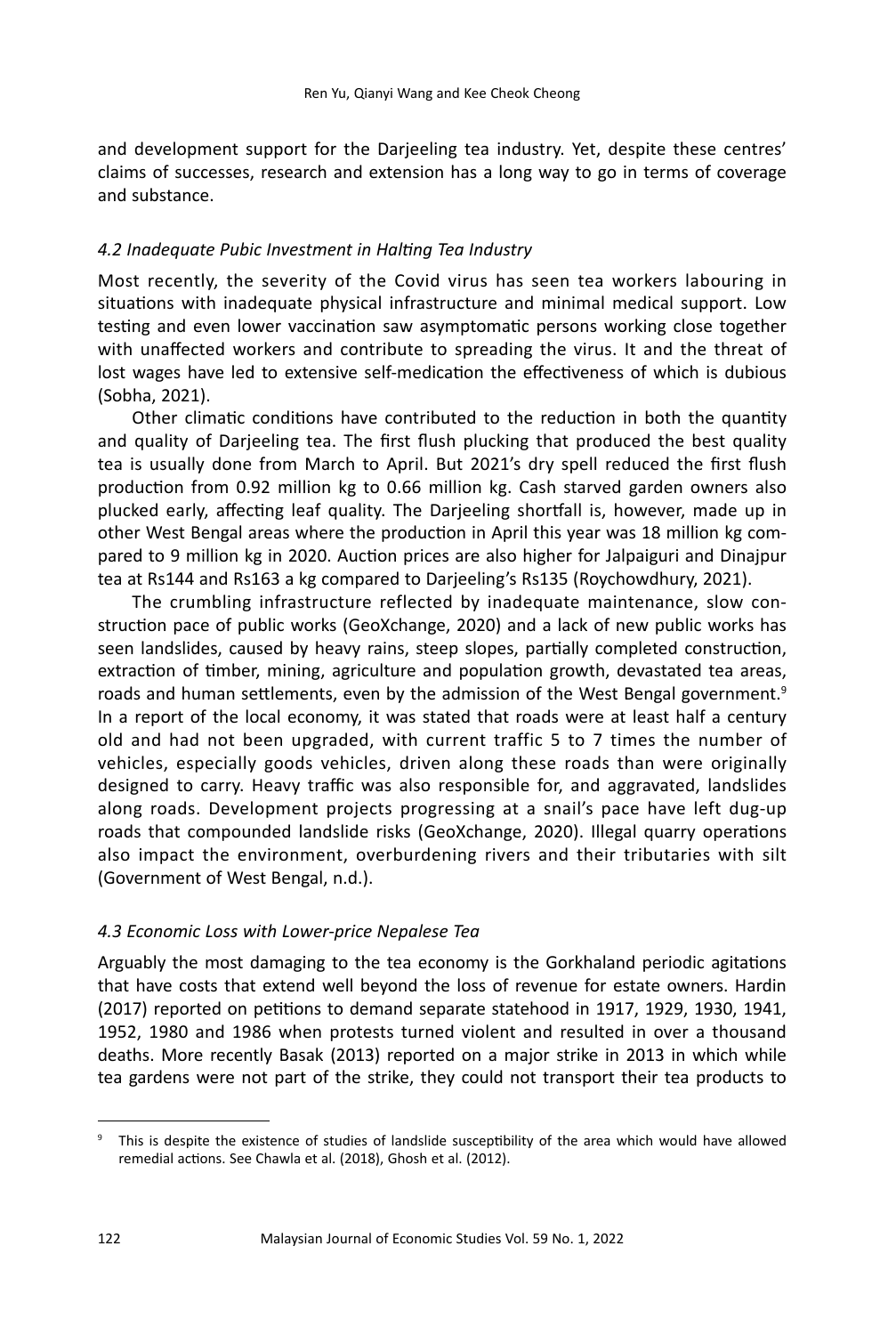and development support for the Darjeeling tea industry. Yet, despite these centres' claims of successes, research and extension has a long way to go in terms of coverage and substance.

### *4.2 Inadequate Pubic Investment in Halting Tea Industry*

Most recently, the severity of the Covid virus has seen tea workers labouring in situations with inadequate physical infrastructure and minimal medical support. Low testing and even lower vaccination saw asymptomatic persons working close together with unaffected workers and contribute to spreading the virus. It and the threat of lost wages have led to extensive self-medication the effectiveness of which is dubious (Sobha, 2021).

Other climatic conditions have contributed to the reduction in both the quantity and quality of Darjeeling tea. The first flush plucking that produced the best quality tea is usually done from March to April. But 2021's dry spell reduced the first flush production from 0.92 million kg to 0.66 million kg. Cash starved garden owners also plucked early, affecting leaf quality. The Darjeeling shortfall is, however, made up in other West Bengal areas where the production in April this year was 18 million kg compared to 9 million kg in 2020. Auction prices are also higher for Jalpaiguri and Dinajpur tea at Rs144 and Rs163 a kg compared to Darjeeling's Rs135 (Roychowdhury, 2021).

The crumbling infrastructure reflected by inadequate maintenance, slow construction pace of public works (GeoXchange, 2020) and a lack of new public works has seen landslides, caused by heavy rains, steep slopes, partially completed construction, extraction of timber, mining, agriculture and population growth, devastated tea areas, roads and human settlements, even by the admission of the West Bengal government.[9] In a report of the local economy, it was stated that roads were at least half a century old and had not been upgraded, with current traffic 5 to 7 times the number of vehicles, especially goods vehicles, driven along these roads than were originally designed to carry. Heavy traffic was also responsible for, and aggravated, landslides along roads. Development projects progressing at a snail's pace have left dug-up roads that compounded landslide risks (GeoXchange, 2020). Illegal quarry operations also impact the environment, overburdening rivers and their tributaries with silt (Government of West Bengal, n.d.).

### *4.3 Economic Loss with Lower-price Nepalese Tea*

Arguably the most damaging to the tea economy is the Gorkhaland periodic agitations that have costs that extend well beyond the loss of revenue for estate owners. Hardin (2017) reported on petitions to demand separate statehood in 1917, 1929, 1930, 1941, 1952, 1980 and 1986 when protests turned violent and resulted in over a thousand deaths. More recently Basak (2013) reported on a major strike in 2013 in which while tea gardens were not part of the strike, they could not transport their tea products to

---

[9] This is despite the existence of studies of landslide susceptibility of the area which would have allowed remedial actions. See Chawla et al. (2018), Ghosh et al. (2012).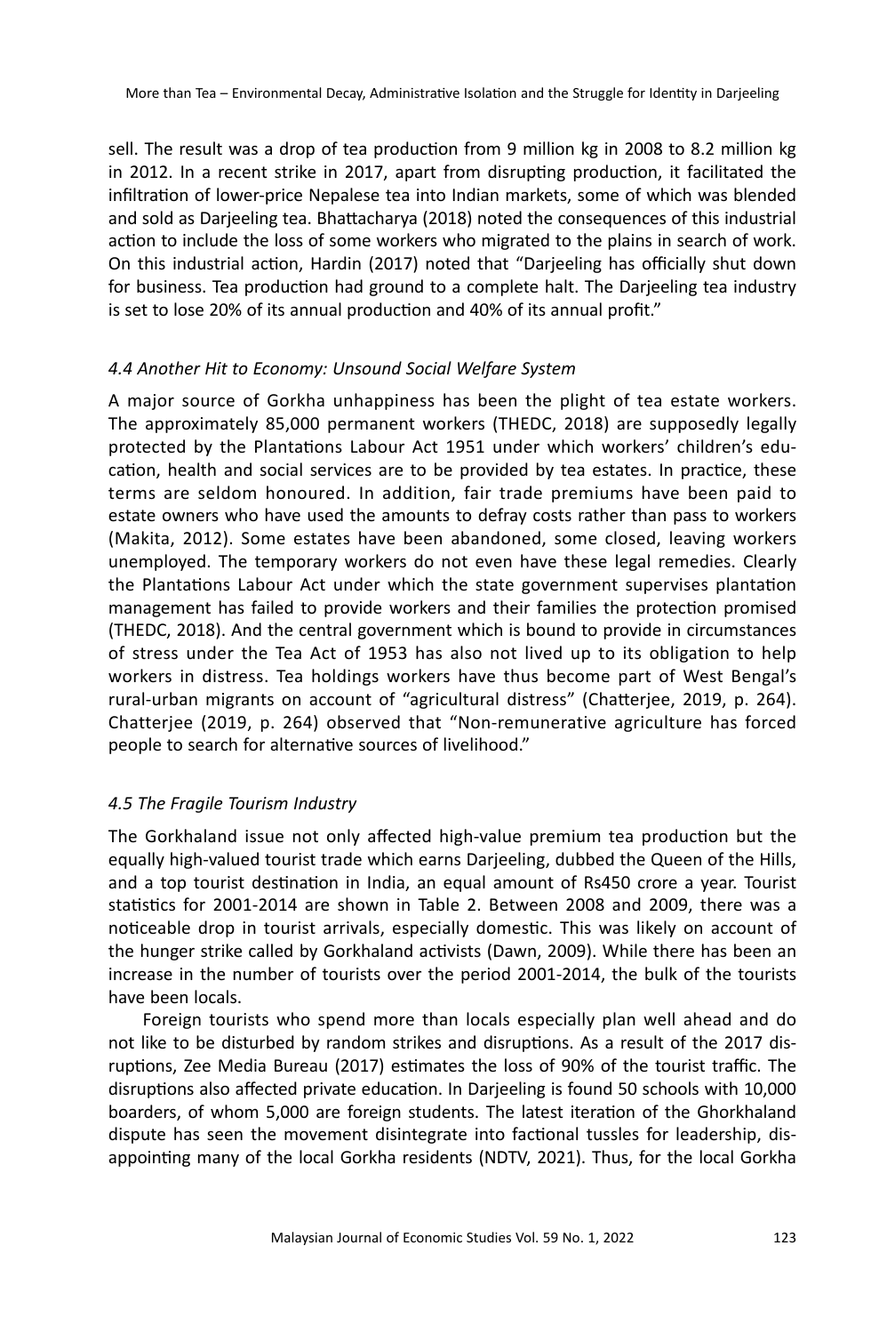sell. The result was a drop of tea production from 9 million kg in 2008 to 8.2 million kg in 2012. In a recent strike in 2017, apart from disrupting production, it facilitated the infiltration of lower-price Nepalese tea into Indian markets, some of which was blended and sold as Darjeeling tea. Bhattacharya (2018) noted the consequences of this industrial action to include the loss of some workers who migrated to the plains in search of work. On this industrial action, Hardin (2017) noted that "Darjeeling has officially shut down for business. Tea production had ground to a complete halt. The Darjeeling tea industry is set to lose 20% of its annual production and 40% of its annual profit."

### *4.4 Another Hit to Economy: Unsound Social Welfare System*

A major source of Gorkha unhappiness has been the plight of tea estate workers. The approximately 85,000 permanent workers (THEDC, 2018) are supposedly legally protected by the Plantations Labour Act 1951 under which workers' children's education, health and social services are to be provided by tea estates. In practice, these terms are seldom honoured. In addition, fair trade premiums have been paid to estate owners who have used the amounts to defray costs rather than pass to workers (Makita, 2012). Some estates have been abandoned, some closed, leaving workers unemployed. The temporary workers do not even have these legal remedies. Clearly the Plantations Labour Act under which the state government supervises plantation management has failed to provide workers and their families the protection promised (THEDC, 2018). And the central government which is bound to provide in circumstances of stress under the Tea Act of 1953 has also not lived up to its obligation to help workers in distress. Tea holdings workers have thus become part of West Bengal's rural-urban migrants on account of "agricultural distress" (Chatterjee, 2019, p. 264). Chatterjee (2019, p. 264) observed that "Non-remunerative agriculture has forced people to search for alternative sources of livelihood."

### *4.5 The Fragile Tourism Industry*

The Gorkhaland issue not only affected high-value premium tea production but the equally high-valued tourist trade which earns Darjeeling, dubbed the Queen of the Hills, and a top tourist destination in India, an equal amount of Rs450 crore a year. Tourist statistics for 2001-2014 are shown in Table 2. Between 2008 and 2009, there was a noticeable drop in tourist arrivals, especially domestic. This was likely on account of the hunger strike called by Gorkhaland activists (Dawn, 2009). While there has been an increase in the number of tourists over the period 2001-2014, the bulk of the tourists have been locals.

Foreign tourists who spend more than locals especially plan well ahead and do not like to be disturbed by random strikes and disruptions. As a result of the 2017 disruptions, Zee Media Bureau (2017) estimates the loss of 90% of the tourist traffic. The disruptions also affected private education. In Darjeeling is found 50 schools with 10,000 boarders, of whom 5,000 are foreign students. The latest iteration of the Ghorkhaland dispute has seen the movement disintegrate into factional tussles for leadership, disappointing many of the local Gorkha residents (NDTV, 2021). Thus, for the local Gorkha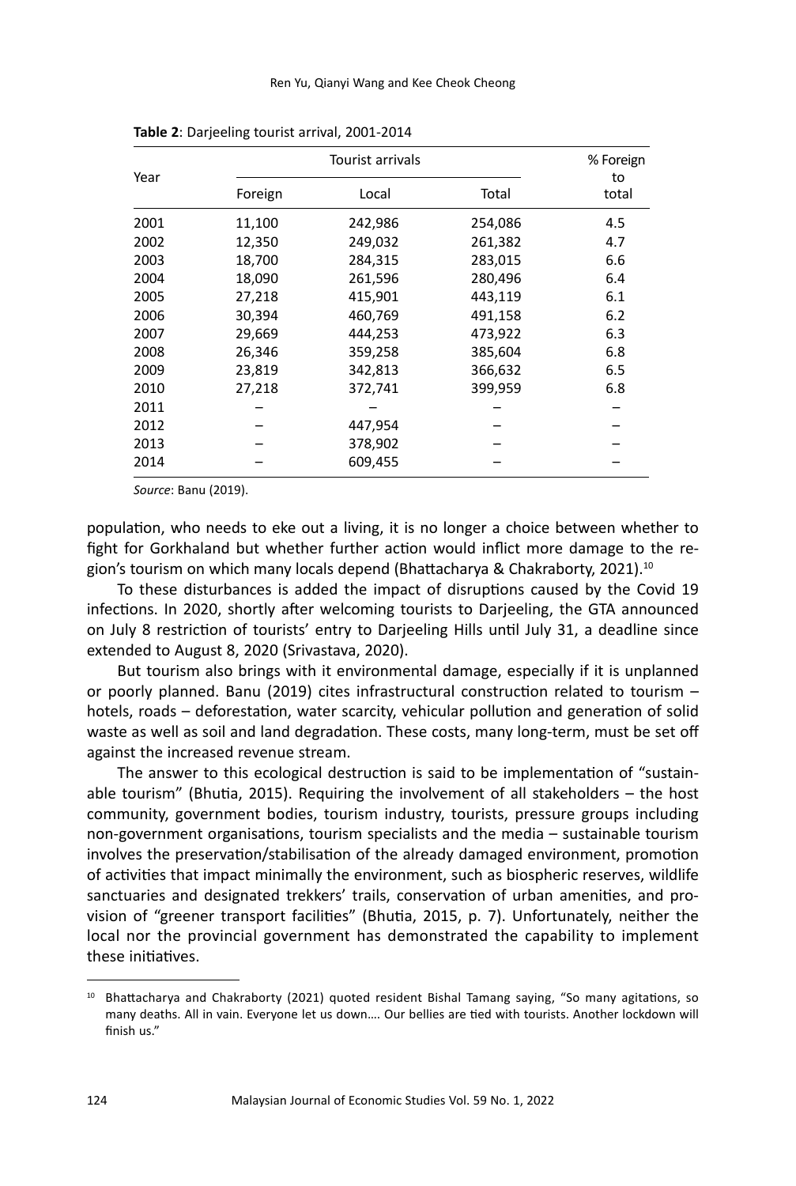**Table 2**: Darjeeling tourist arrival, 2001-2014

| Year | Tourist arrivals | | | % Foreign to total |
|---|---|---|---|---|
| | Foreign | Local | Total | |
| 2001 | 11,100 | 242,986 | 254,086 | 4.5 |
| 2002 | 12,350 | 249,032 | 261,382 | 4.7 |
| 2003 | 18,700 | 284,315 | 283,015 | 6.6 |
| 2004 | 18,090 | 261,596 | 280,496 | 6.4 |
| 2005 | 27,218 | 415,901 | 443,119 | 6.1 |
| 2006 | 30,394 | 460,769 | 491,158 | 6.2 |
| 2007 | 29,669 | 444,253 | 473,922 | 6.3 |
| 2008 | 26,346 | 359,258 | 385,604 | 6.8 |
| 2009 | 23,819 | 342,813 | 366,632 | 6.5 |
| 2010 | 27,218 | 372,741 | 399,959 | 6.8 |
| 2011 | – | – | – | – |
| 2012 | – | 447,954 | – | – |
| 2013 | – | 378,902 | – | – |
| 2014 | – | 609,455 | – | – |

*Source*: Banu (2019).

population, who needs to eke out a living, it is no longer a choice between whether to fight for Gorkhaland but whether further action would inflict more damage to the region's tourism on which many locals depend (Bhattacharya & Chakraborty, 2021).[10]

To these disturbances is added the impact of disruptions caused by the Covid 19 infections. In 2020, shortly after welcoming tourists to Darjeeling, the GTA announced on July 8 restriction of tourists' entry to Darjeeling Hills until July 31, a deadline since extended to August 8, 2020 (Srivastava, 2020).

But tourism also brings with it environmental damage, especially if it is unplanned or poorly planned. Banu (2019) cites infrastructural construction related to tourism – hotels, roads – deforestation, water scarcity, vehicular pollution and generation of solid waste as well as soil and land degradation. These costs, many long-term, must be set off against the increased revenue stream.

The answer to this ecological destruction is said to be implementation of "sustainable tourism" (Bhutia, 2015). Requiring the involvement of all stakeholders – the host community, government bodies, tourism industry, tourists, pressure groups including non-government organisations, tourism specialists and the media – sustainable tourism involves the preservation/stabilisation of the already damaged environment, promotion of activities that impact minimally the environment, such as biospheric reserves, wildlife sanctuaries and designated trekkers' trails, conservation of urban amenities, and provision of "greener transport facilities" (Bhutia, 2015, p. 7). Unfortunately, neither the local nor the provincial government has demonstrated the capability to implement these initiatives.

[10] Bhattacharya and Chakraborty (2021) quoted resident Bishal Tamang saying, "So many agitations, so many deaths. All in vain. Everyone let us down…. Our bellies are tied with tourists. Another lockdown will finish us."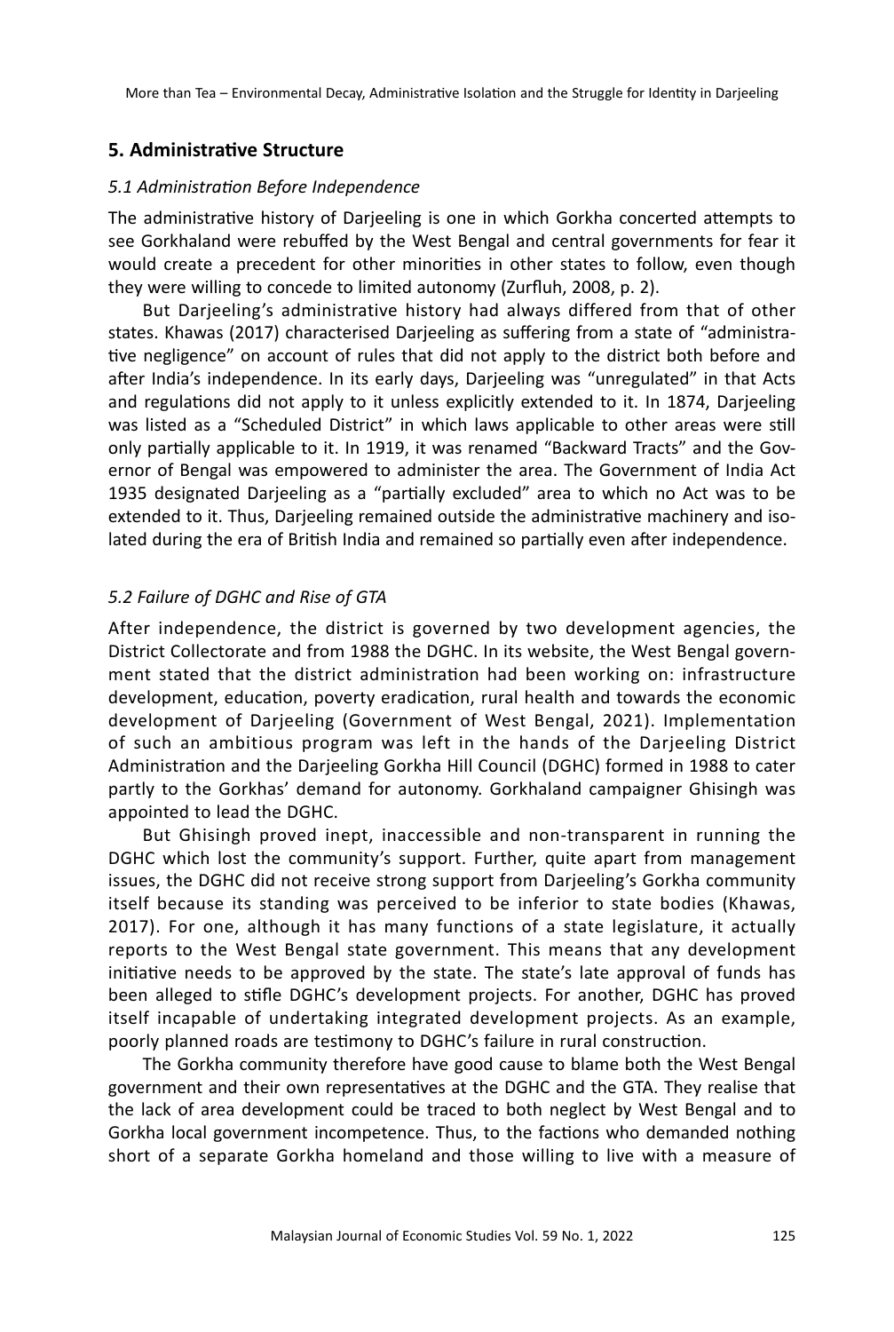## 5. Administrative Structure

*5.1 Administration Before Independence*

The administrative history of Darjeeling is one in which Gorkha concerted attempts to see Gorkhaland were rebuffed by the West Bengal and central governments for fear it would create a precedent for other minorities in other states to follow, even though they were willing to concede to limited autonomy (Zurfluh, 2008, p. 2).

But Darjeeling's administrative history had always differed from that of other states. Khawas (2017) characterised Darjeeling as suffering from a state of "administrative negligence" on account of rules that did not apply to the district both before and after India's independence. In its early days, Darjeeling was "unregulated" in that Acts and regulations did not apply to it unless explicitly extended to it. In 1874, Darjeeling was listed as a "Scheduled District" in which laws applicable to other areas were still only partially applicable to it. In 1919, it was renamed "Backward Tracts" and the Governor of Bengal was empowered to administer the area. The Government of India Act 1935 designated Darjeeling as a "partially excluded" area to which no Act was to be extended to it. Thus, Darjeeling remained outside the administrative machinery and isolated during the era of British India and remained so partially even after independence.

*5.2 Failure of DGHC and Rise of GTA*

After independence, the district is governed by two development agencies, the District Collectorate and from 1988 the DGHC. In its website, the West Bengal government stated that the district administration had been working on: infrastructure development, education, poverty eradication, rural health and towards the economic development of Darjeeling (Government of West Bengal, 2021). Implementation of such an ambitious program was left in the hands of the Darjeeling District Administration and the Darjeeling Gorkha Hill Council (DGHC) formed in 1988 to cater partly to the Gorkhas' demand for autonomy. Gorkhaland campaigner Ghisingh was appointed to lead the DGHC.

But Ghisingh proved inept, inaccessible and non-transparent in running the DGHC which lost the community's support. Further, quite apart from management issues, the DGHC did not receive strong support from Darjeeling's Gorkha community itself because its standing was perceived to be inferior to state bodies (Khawas, 2017). For one, although it has many functions of a state legislature, it actually reports to the West Bengal state government. This means that any development initiative needs to be approved by the state. The state's late approval of funds has been alleged to stifle DGHC's development projects. For another, DGHC has proved itself incapable of undertaking integrated development projects. As an example, poorly planned roads are testimony to DGHC's failure in rural construction.

The Gorkha community therefore have good cause to blame both the West Bengal government and their own representatives at the DGHC and the GTA. They realise that the lack of area development could be traced to both neglect by West Bengal and to Gorkha local government incompetence. Thus, to the factions who demanded nothing short of a separate Gorkha homeland and those willing to live with a measure of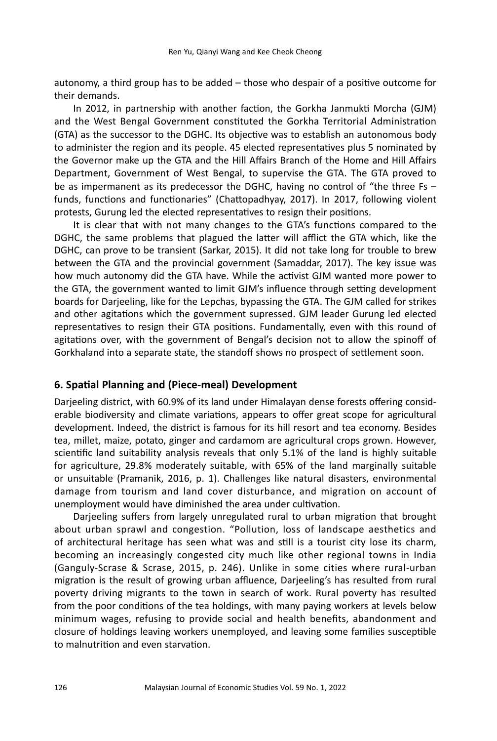autonomy, a third group has to be added – those who despair of a positive outcome for their demands.

In 2012, in partnership with another faction, the Gorkha Janmukti Morcha (GJM) and the West Bengal Government constituted the Gorkha Territorial Administration (GTA) as the successor to the DGHC. Its objective was to establish an autonomous body to administer the region and its people. 45 elected representatives plus 5 nominated by the Governor make up the GTA and the Hill Affairs Branch of the Home and Hill Affairs Department, Government of West Bengal, to supervise the GTA. The GTA proved to be as impermanent as its predecessor the DGHC, having no control of "the three Fs – funds, functions and functionaries" (Chattopadhyay, 2017). In 2017, following violent protests, Gurung led the elected representatives to resign their positions.

It is clear that with not many changes to the GTA's functions compared to the DGHC, the same problems that plagued the latter will afflict the GTA which, like the DGHC, can prove to be transient (Sarkar, 2015). It did not take long for trouble to brew between the GTA and the provincial government (Samaddar, 2017). The key issue was how much autonomy did the GTA have. While the activist GJM wanted more power to the GTA, the government wanted to limit GJM's influence through setting development boards for Darjeeling, like for the Lepchas, bypassing the GTA. The GJM called for strikes and other agitations which the government supressed. GJM leader Gurung led elected representatives to resign their GTA positions. Fundamentally, even with this round of agitations over, with the government of Bengal's decision not to allow the spinoff of Gorkhaland into a separate state, the standoff shows no prospect of settlement soon.

## 6. Spatial Planning and (Piece-meal) Development

Darjeeling district, with 60.9% of its land under Himalayan dense forests offering considerable biodiversity and climate variations, appears to offer great scope for agricultural development. Indeed, the district is famous for its hill resort and tea economy. Besides tea, millet, maize, potato, ginger and cardamom are agricultural crops grown. However, scientific land suitability analysis reveals that only 5.1% of the land is highly suitable for agriculture, 29.8% moderately suitable, with 65% of the land marginally suitable or unsuitable (Pramanik, 2016, p. 1). Challenges like natural disasters, environmental damage from tourism and land cover disturbance, and migration on account of unemployment would have diminished the area under cultivation.

Darjeeling suffers from largely unregulated rural to urban migration that brought about urban sprawl and congestion. "Pollution, loss of landscape aesthetics and of architectural heritage has seen what was and still is a tourist city lose its charm, becoming an increasingly congested city much like other regional towns in India (Ganguly-Scrase & Scrase, 2015, p. 246). Unlike in some cities where rural-urban migration is the result of growing urban affluence, Darjeeling's has resulted from rural poverty driving migrants to the town in search of work. Rural poverty has resulted from the poor conditions of the tea holdings, with many paying workers at levels below minimum wages, refusing to provide social and health benefits, abandonment and closure of holdings leaving workers unemployed, and leaving some families susceptible to malnutrition and even starvation.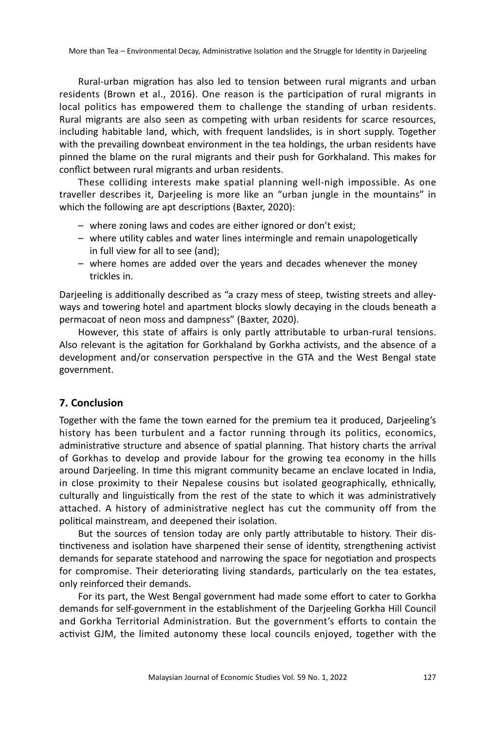Rural-urban migration has also led to tension between rural migrants and urban residents (Brown et al., 2016). One reason is the participation of rural migrants in local politics has empowered them to challenge the standing of urban residents. Rural migrants are also seen as competing with urban residents for scarce resources, including habitable land, which, with frequent landslides, is in short supply. Together with the prevailing downbeat environment in the tea holdings, the urban residents have pinned the blame on the rural migrants and their push for Gorkhaland. This makes for conflict between rural migrants and urban residents.

These colliding interests make spatial planning well-nigh impossible. As one traveller describes it, Darjeeling is more like an "urban jungle in the mountains" in which the following are apt descriptions (Baxter, 2020):

– where zoning laws and codes are either ignored or don't exist;
– where utility cables and water lines intermingle and remain unapologetically in full view for all to see (and);
– where homes are added over the years and decades whenever the money trickles in.

Darjeeling is additionally described as "a crazy mess of steep, twisting streets and alleyways and towering hotel and apartment blocks slowly decaying in the clouds beneath a permacoat of neon moss and dampness" (Baxter, 2020).

However, this state of affairs is only partly attributable to urban-rural tensions. Also relevant is the agitation for Gorkhaland by Gorkha activists, and the absence of a development and/or conservation perspective in the GTA and the West Bengal state government.

## 7. Conclusion

Together with the fame the town earned for the premium tea it produced, Darjeeling's history has been turbulent and a factor running through its politics, economics, administrative structure and absence of spatial planning. That history charts the arrival of Gorkhas to develop and provide labour for the growing tea economy in the hills around Darjeeling. In time this migrant community became an enclave located in India, in close proximity to their Nepalese cousins but isolated geographically, ethnically, culturally and linguistically from the rest of the state to which it was administratively attached. A history of administrative neglect has cut the community off from the political mainstream, and deepened their isolation.

But the sources of tension today are only partly attributable to history. Their distinctiveness and isolation have sharpened their sense of identity, strengthening activist demands for separate statehood and narrowing the space for negotiation and prospects for compromise. Their deteriorating living standards, particularly on the tea estates, only reinforced their demands.

For its part, the West Bengal government had made some effort to cater to Gorkha demands for self-government in the establishment of the Darjeeling Gorkha Hill Council and Gorkha Territorial Administration. But the government's efforts to contain the activist GJM, the limited autonomy these local councils enjoyed, together with the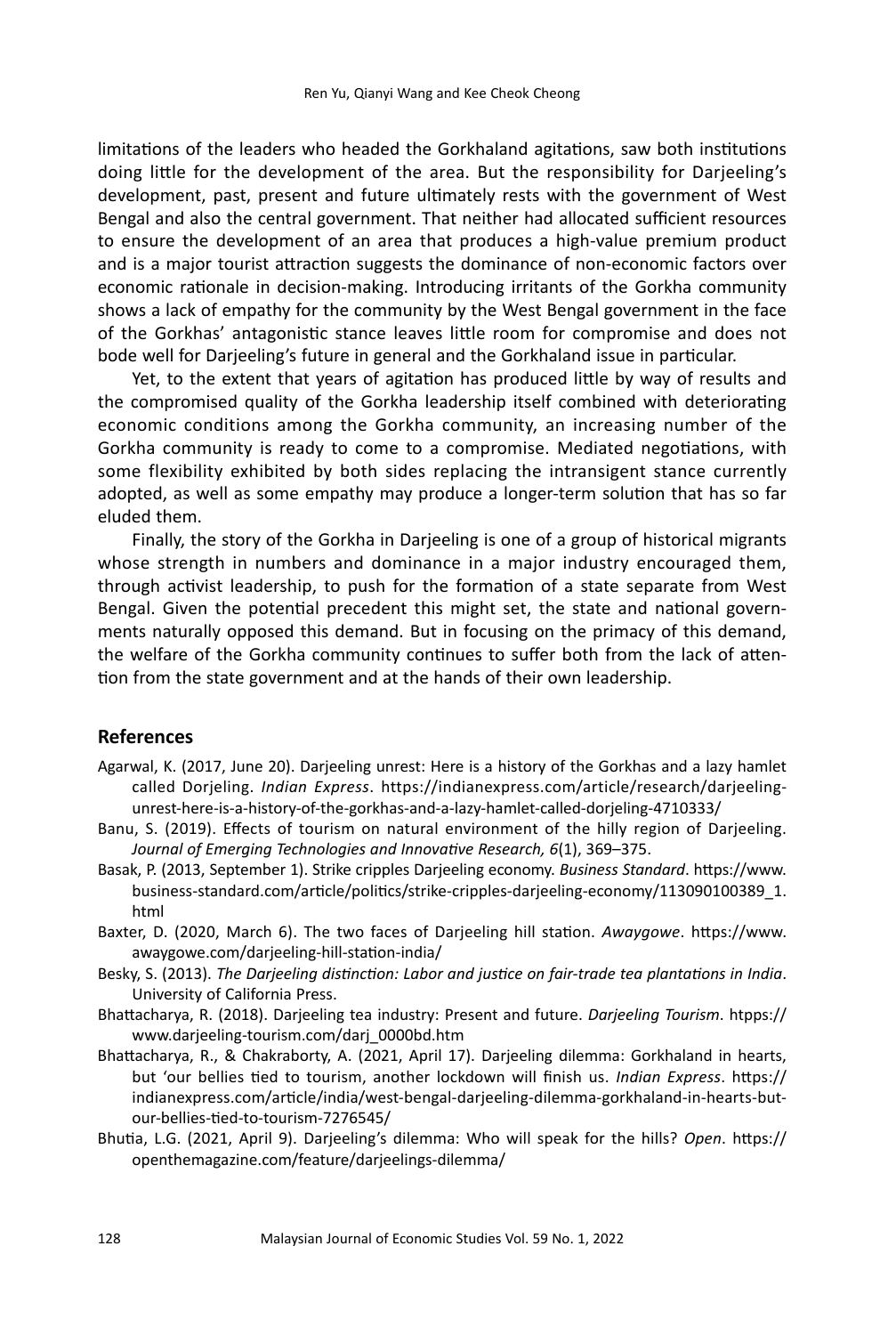limitations of the leaders who headed the Gorkhaland agitations, saw both institutions doing little for the development of the area. But the responsibility for Darjeeling's development, past, present and future ultimately rests with the government of West Bengal and also the central government. That neither had allocated sufficient resources to ensure the development of an area that produces a high-value premium product and is a major tourist attraction suggests the dominance of non-economic factors over economic rationale in decision-making. Introducing irritants of the Gorkha community shows a lack of empathy for the community by the West Bengal government in the face of the Gorkhas' antagonistic stance leaves little room for compromise and does not bode well for Darjeeling's future in general and the Gorkhaland issue in particular.

Yet, to the extent that years of agitation has produced little by way of results and the compromised quality of the Gorkha leadership itself combined with deteriorating economic conditions among the Gorkha community, an increasing number of the Gorkha community is ready to come to a compromise. Mediated negotiations, with some flexibility exhibited by both sides replacing the intransigent stance currently adopted, as well as some empathy may produce a longer-term solution that has so far eluded them.

Finally, the story of the Gorkha in Darjeeling is one of a group of historical migrants whose strength in numbers and dominance in a major industry encouraged them, through activist leadership, to push for the formation of a state separate from West Bengal. Given the potential precedent this might set, the state and national governments naturally opposed this demand. But in focusing on the primacy of this demand, the welfare of the Gorkha community continues to suffer both from the lack of attention from the state government and at the hands of their own leadership.

## References

Agarwal, K. (2017, June 20). Darjeeling unrest: Here is a history of the Gorkhas and a lazy hamlet called Dorjeling. *Indian Express*. https://indianexpress.com/article/research/darjeeling-unrest-here-is-a-history-of-the-gorkhas-and-a-lazy-hamlet-called-dorjeling-4710333/

Banu, S. (2019). Effects of tourism on natural environment of the hilly region of Darjeeling. *Journal of Emerging Technologies and Innovative Research, 6*(1), 369–375.

Basak, P. (2013, September 1). Strike cripples Darjeeling economy. *Business Standard*. https://www.business-standard.com/article/politics/strike-cripples-darjeeling-economy/113090100389_1.html

Baxter, D. (2020, March 6). The two faces of Darjeeling hill station. *Awaygowe*. https://www.awaygowe.com/darjeeling-hill-station-india/

Besky, S. (2013). *The Darjeeling distinction: Labor and justice on fair-trade tea plantations in India*. University of California Press.

Bhattacharya, R. (2018). Darjeeling tea industry: Present and future. *Darjeeling Tourism*. htpps://www.darjeeling-tourism.com/darj_0000bd.htm

Bhattacharya, R., & Chakraborty, A. (2021, April 17). Darjeeling dilemma: Gorkhaland in hearts, but 'our bellies tied to tourism, another lockdown will finish us. *Indian Express*. https://indianexpress.com/article/india/west-bengal-darjeeling-dilemma-gorkhaland-in-hearts-but-our-bellies-tied-to-tourism-7276545/

Bhutia, L.G. (2021, April 9). Darjeeling's dilemma: Who will speak for the hills? *Open*. https://openthemagazine.com/feature/darjeelings-dilemma/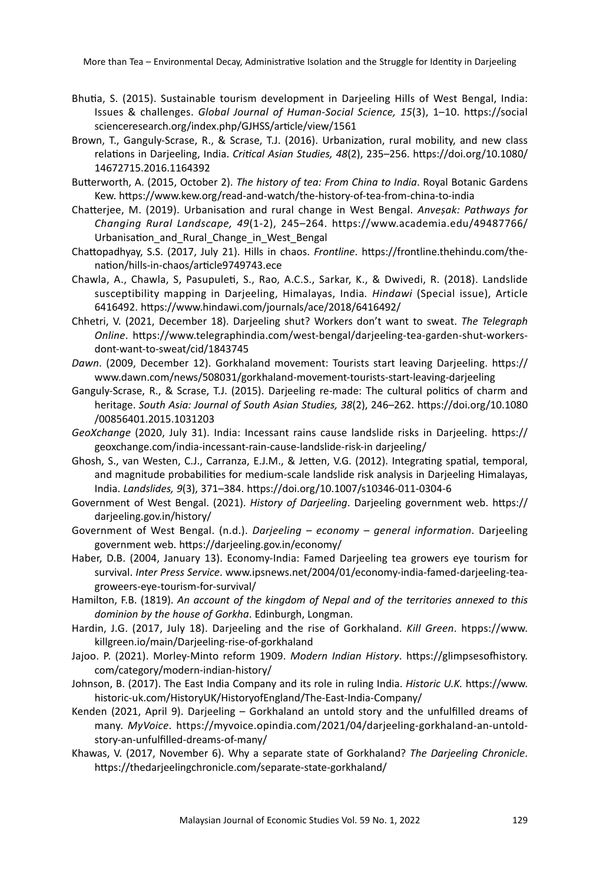Bhutia, S. (2015). Sustainable tourism development in Darjeeling Hills of West Bengal, India: Issues & challenges. *Global Journal of Human-Social Science, 15*(3), 1–10. https://socialscienceresearch.org/index.php/GJHSS/article/view/1561

Brown, T., Ganguly-Scrase, R., & Scrase, T.J. (2016). Urbanization, rural mobility, and new class relations in Darjeeling, India. *Critical Asian Studies, 48*(2), 235–256. https://doi.org/10.1080/14672715.2016.1164392

Butterworth, A. (2015, October 2). *The history of tea: From China to India*. Royal Botanic Gardens Kew. https://www.kew.org/read-and-watch/the-history-of-tea-from-china-to-india

Chatterjee, M. (2019). Urbanisation and rural change in West Bengal. *Anveṣak: Pathways for Changing Rural Landscape, 49*(1-2), 245–264. https://www.academia.edu/49487766/Urbanisation_and_Rural_Change_in_West_Bengal

Chattopadhyay, S.S. (2017, July 21). Hills in chaos. *Frontline*. https://frontline.thehindu.com/the-nation/hills-in-chaos/article9749743.ece

Chawla, A., Chawla, S, Pasupuleti, S., Rao, A.C.S., Sarkar, K., & Dwivedi, R. (2018). Landslide susceptibility mapping in Darjeeling, Himalayas, India. *Hindawi* (Special issue), Article 6416492. https://www.hindawi.com/journals/ace/2018/6416492/

Chhetri, V. (2021, December 18). Darjeeling shut? Workers don't want to sweat. *The Telegraph Online*. https://www.telegraphindia.com/west-bengal/darjeeling-tea-garden-shut-workers-dont-want-to-sweat/cid/1843745

*Dawn*. (2009, December 12). Gorkhaland movement: Tourists start leaving Darjeeling. https://www.dawn.com/news/508031/gorkhaland-movement-tourists-start-leaving-darjeeling

Ganguly-Scrase, R., & Scrase, T.J. (2015). Darjeeling re-made: The cultural politics of charm and heritage. *South Asia: Journal of South Asian Studies, 38*(2), 246–262. https://doi.org/10.1080/00856401.2015.1031203

*GeoXchange* (2020, July 31). India: Incessant rains cause landslide risks in Darjeeling. https://geoxchange.com/india-incessant-rain-cause-landslide-risk-in darjeeling/

Ghosh, S., van Westen, C.J., Carranza, E.J.M., & Jetten, V.G. (2012). Integrating spatial, temporal, and magnitude probabilities for medium-scale landslide risk analysis in Darjeeling Himalayas, India. *Landslides, 9*(3), 371–384. https://doi.org/10.1007/s10346-011-0304-6

Government of West Bengal. (2021). *History of Darjeeling*. Darjeeling government web. https://darjeeling.gov.in/history/

Government of West Bengal. (n.d.). *Darjeeling – economy – general information*. Darjeeling government web. https://darjeeling.gov.in/economy/

Haber, D.B. (2004, January 13). Economy-India: Famed Darjeeling tea growers eye tourism for survival. *Inter Press Service*. www.ipsnews.net/2004/01/economy-india-famed-darjeeling-tea-groweers-eye-tourism-for-survival/

Hamilton, F.B. (1819). *An account of the kingdom of Nepal and of the territories annexed to this dominion by the house of Gorkha*. Edinburgh, Longman.

Hardin, J.G. (2017, July 18). Darjeeling and the rise of Gorkhaland. *Kill Green*. htpps://www.killgreen.io/main/Darjeeling-rise-of-gorkhaland

Jajoo. P. (2021). Morley-Minto reform 1909. *Modern Indian History*. https://glimpsesofhistory.com/category/modern-indian-history/

Johnson, B. (2017). The East India Company and its role in ruling India. *Historic U.K.* https://www.historic-uk.com/HistoryUK/HistoryofEngland/The-East-India-Company/

Kenden (2021, April 9). Darjeeling – Gorkhaland an untold story and the unfulfilled dreams of many. *MyVoice*. https://myvoice.opindia.com/2021/04/darjeeling-gorkhaland-an-untold-story-an-unfulfilled-dreams-of-many/

Khawas, V. (2017, November 6). Why a separate state of Gorkhaland? *The Darjeeling Chronicle*. https://thedarjeelingchronicle.com/separate-state-gorkhaland/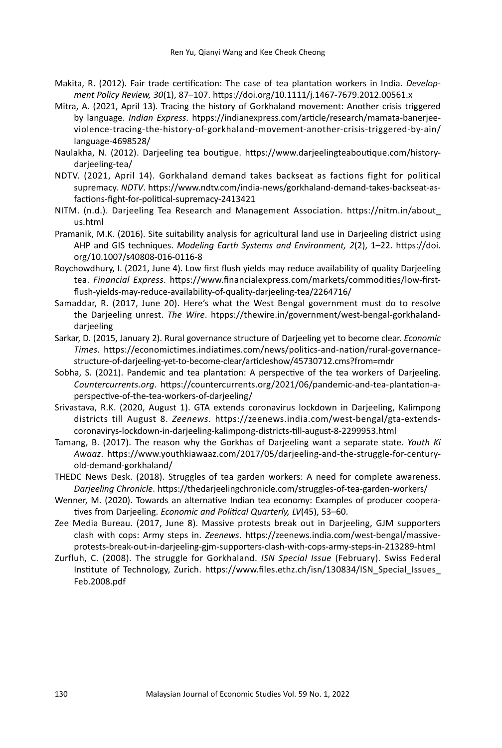Makita, R. (2012). Fair trade certification: The case of tea plantation workers in India. *Development Policy Review, 30*(1), 87–107. https://doi.org/10.1111/j.1467-7679.2012.00561.x

Mitra, A. (2021, April 13). Tracing the history of Gorkhaland movement: Another crisis triggered by language. *Indian Express*. htpps://indianexpress.com/article/research/mamata-banerjee-violence-tracing-the-history-of-gorkhaland-movement-another-crisis-triggered-by-ain/language-4698528/

Naulakha, N. (2012). Darjeeling tea boutigue. https://www.darjeelingteaboutique.com/history-darjeeling-tea/

NDTV. (2021, April 14). Gorkhaland demand takes backseat as factions fight for political supremacy. *NDTV*. https://www.ndtv.com/india-news/gorkhaland-demand-takes-backseat-as-factions-fight-for-political-supremacy-2413421

NITM. (n.d.). Darjeeling Tea Research and Management Association. https://nitm.in/about_us.html

Pramanik, M.K. (2016). Site suitability analysis for agricultural land use in Darjeeling district using AHP and GIS techniques. *Modeling Earth Systems and Environment, 2*(2), 1–22. https://doi.org/10.1007/s40808-016-0116-8

Roychowdhury, I. (2021, June 4). Low first flush yields may reduce availability of quality Darjeeling tea. *Financial Express*. https://www.financialexpress.com/markets/commodities/low-first-flush-yields-may-reduce-availability-of-quality-darjeeling-tea/2264716/

Samaddar, R. (2017, June 20). Here's what the West Bengal government must do to resolve the Darjeeling unrest. *The Wire*. htpps://thewire.in/government/west-bengal-gorkhaland-darjeeling

Sarkar, D. (2015, January 2). Rural governance structure of Darjeeling yet to become clear. *Economic Times*. https://economictimes.indiatimes.com/news/politics-and-nation/rural-governance-structure-of-darjeeling-yet-to-become-clear/articleshow/45730712.cms?from=mdr

Sobha, S. (2021). Pandemic and tea plantation: A perspective of the tea workers of Darjeeling. *Countercurrents.org*. https://countercurrents.org/2021/06/pandemic-and-tea-plantation-a-perspective-of-the-tea-workers-of-darjeeling/

Srivastava, R.K. (2020, August 1). GTA extends coronavirus lockdown in Darjeeling, Kalimpong districts till August 8. *Zeenews*. https://zeenews.india.com/west-bengal/gta-extends-coronavirys-lockdown-in-darjeeling-kalimpong-districts-till-august-8-2299953.html

Tamang, B. (2017). The reason why the Gorkhas of Darjeeling want a separate state. *Youth Ki Awaaz*. https://www.youthkiawaaz.com/2017/05/darjeeling-and-the-struggle-for-century-old-demand-gorkhaland/

THEDC News Desk. (2018). Struggles of tea garden workers: A need for complete awareness. *Darjeeling Chronicle*. https://thedarjeelingchronicle.com/struggles-of-tea-garden-workers/

Wenner, M. (2020). Towards an alternative Indian tea economy: Examples of producer cooperatives from Darjeeling. *Economic and Political Quarterly, LV*(45), 53–60.

Zee Media Bureau. (2017, June 8). Massive protests break out in Darjeeling, GJM supporters clash with cops: Army steps in. *Zeenews*. https://zeenews.india.com/west-bengal/massive-protests-break-out-in-darjeeling-gjm-supporters-clash-with-cops-army-steps-in-213289-html

Zurfluh, C. (2008). The struggle for Gorkhaland. *ISN Special Issue* (February). Swiss Federal Institute of Technology, Zurich. https://www.files.ethz.ch/isn/130834/ISN_Special_Issues_Feb.2008.pdf